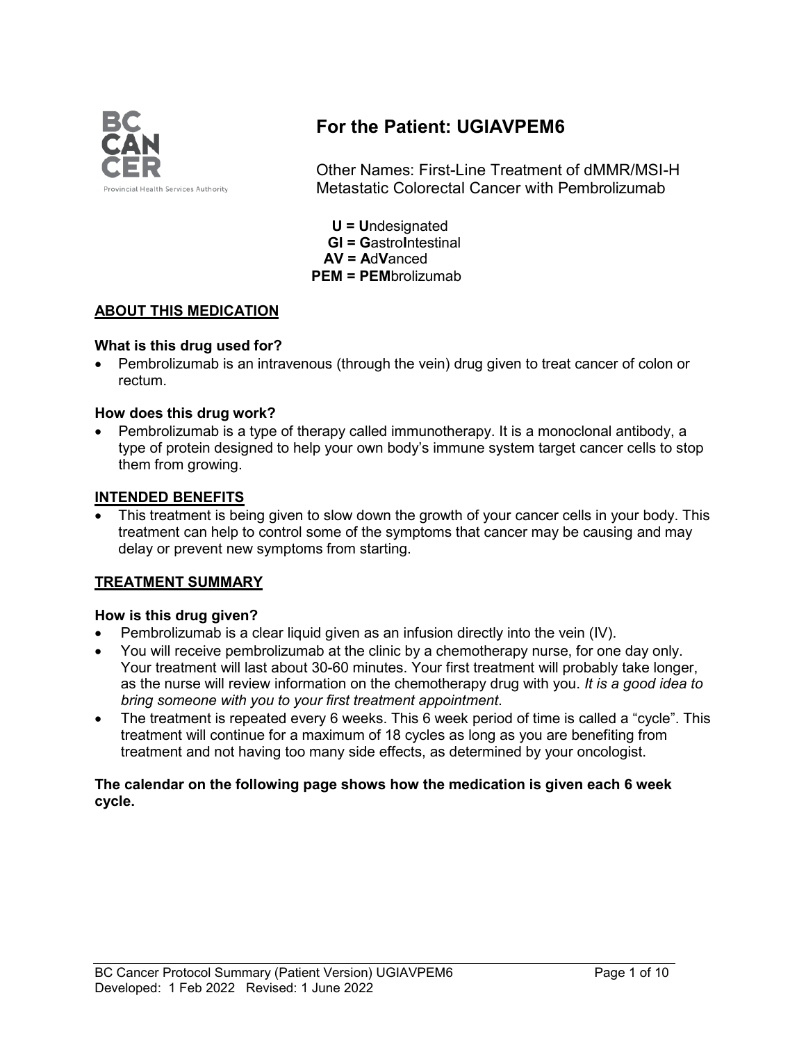# For the Patient: UGIAVPEM6

Other Names: First-Line Treatment of dMMR/MSI-H Metastatic Colorectal Cancer with Pembrolizumab

**U = U**ndesignated
**GI = G**astro**I**ntestinal
**AV = A**d**V**anced
**PEM = PEM**brolizumab

## ABOUT THIS MEDICATION

### What is this drug used for?

- Pembrolizumab is an intravenous (through the vein) drug given to treat cancer of colon or rectum.

### How does this drug work?

- Pembrolizumab is a type of therapy called immunotherapy. It is a monoclonal antibody, a type of protein designed to help your own body's immune system target cancer cells to stop them from growing.

## INTENDED BENEFITS

- This treatment is being given to slow down the growth of your cancer cells in your body. This treatment can help to control some of the symptoms that cancer may be causing and may delay or prevent new symptoms from starting.

## TREATMENT SUMMARY

### How is this drug given?

- Pembrolizumab is a clear liquid given as an infusion directly into the vein (IV).
- You will receive pembrolizumab at the clinic by a chemotherapy nurse, for one day only. Your treatment will last about 30-60 minutes. Your first treatment will probably take longer, as the nurse will review information on the chemotherapy drug with you. *It is a good idea to bring someone with you to your first treatment appointment*.
- The treatment is repeated every 6 weeks. This 6 week period of time is called a "cycle". This treatment will continue for a maximum of 18 cycles as long as you are benefiting from treatment and not having too many side effects, as determined by your oncologist.

**The calendar on the following page shows how the medication is given each 6 week cycle.**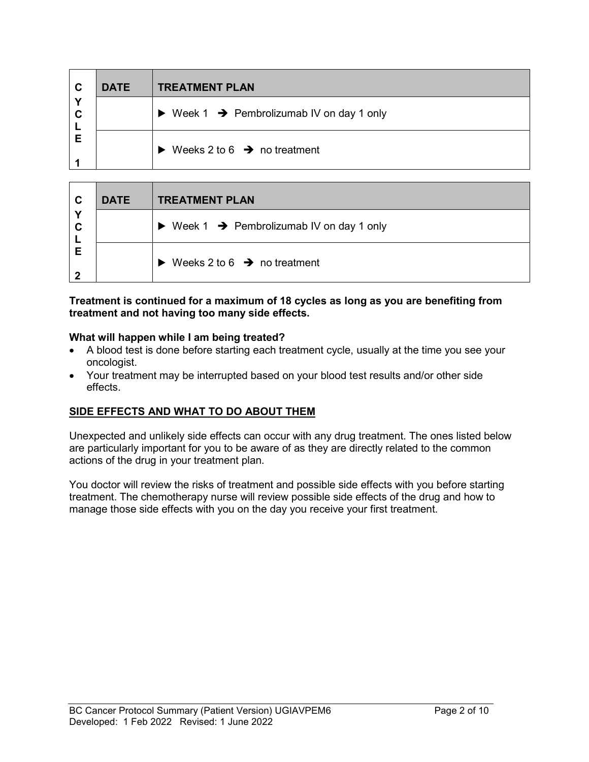| CYCLE 1 | DATE | TREATMENT PLAN |
|---|---|---|
| | | ► Week 1 ➔ Pembrolizumab IV on day 1 only |
| | | ► Weeks 2 to 6 ➔ no treatment |

| CYCLE 2 | DATE | TREATMENT PLAN |
|---|---|---|
| | | ► Week 1 ➔ Pembrolizumab IV on day 1 only |
| | | ► Weeks 2 to 6 ➔ no treatment |

**Treatment is continued for a maximum of 18 cycles as long as you are benefiting from treatment and not having too many side effects.**

**What will happen while I am being treated?**

- A blood test is done before starting each treatment cycle, usually at the time you see your oncologist.
- Your treatment may be interrupted based on your blood test results and/or other side effects.

## SIDE EFFECTS AND WHAT TO DO ABOUT THEM

Unexpected and unlikely side effects can occur with any drug treatment. The ones listed below are particularly important for you to be aware of as they are directly related to the common actions of the drug in your treatment plan.

You doctor will review the risks of treatment and possible side effects with you before starting treatment. The chemotherapy nurse will review possible side effects of the drug and how to manage those side effects with you on the day you receive your first treatment.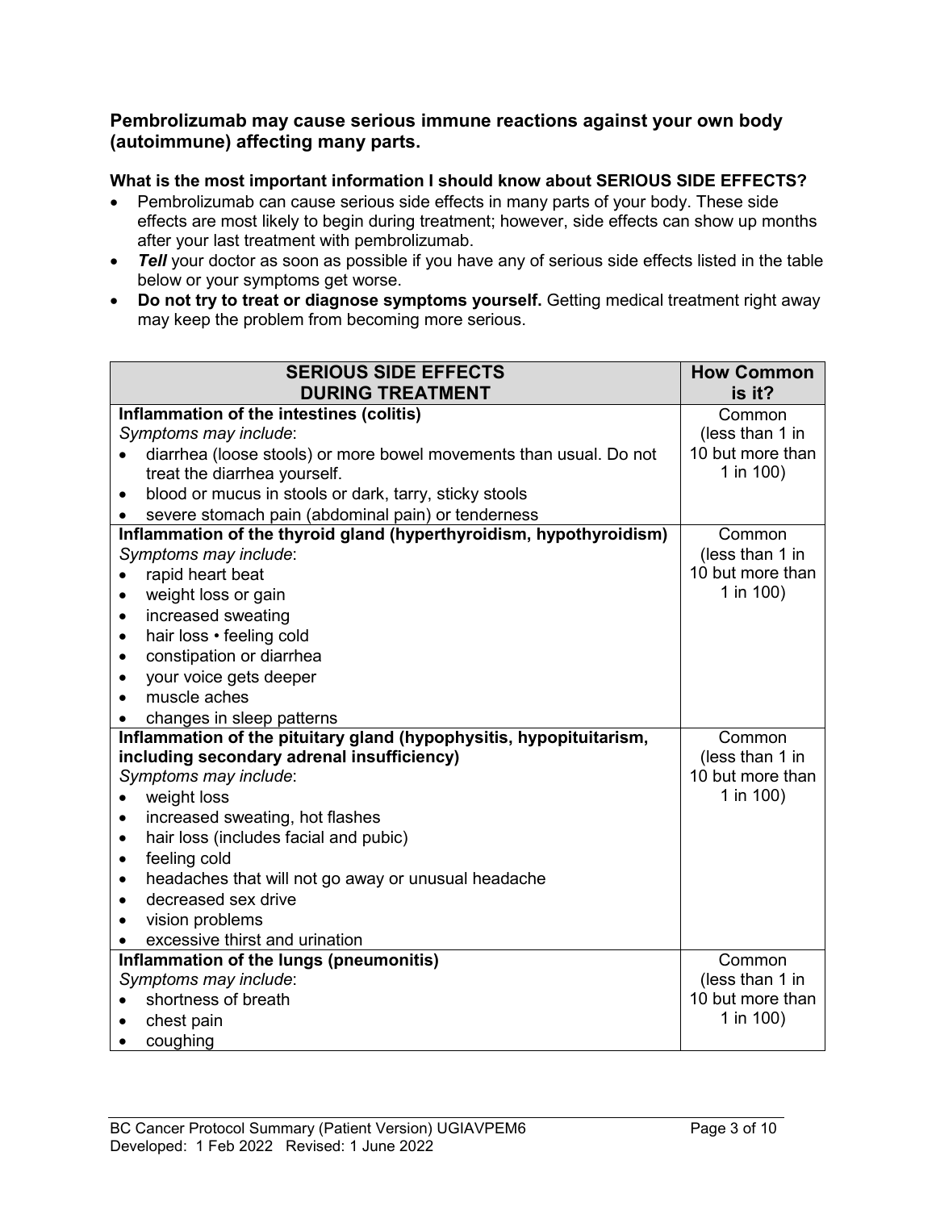### Pembrolizumab may cause serious immune reactions against your own body (autoimmune) affecting many parts.

**What is the most important information I should know about SERIOUS SIDE EFFECTS?**

- Pembrolizumab can cause serious side effects in many parts of your body. These side effects are most likely to begin during treatment; however, side effects can show up months after your last treatment with pembrolizumab.
- ***Tell*** your doctor as soon as possible if you have any of serious side effects listed in the table below or your symptoms get worse.
- **Do not try to treat or diagnose symptoms yourself.** Getting medical treatment right away may keep the problem from becoming more serious.

| SERIOUS SIDE EFFECTS DURING TREATMENT | How Common is it? |
|---|---|
| **Inflammation of the intestines (colitis)**<br>*Symptoms may include*:<br>• diarrhea (loose stools) or more bowel movements than usual. Do not treat the diarrhea yourself.<br>• blood or mucus in stools or dark, tarry, sticky stools<br>• severe stomach pain (abdominal pain) or tenderness | Common (less than 1 in 10 but more than 1 in 100) |
| **Inflammation of the thyroid gland (hyperthyroidism, hypothyroidism)**<br>*Symptoms may include*:<br>• rapid heart beat<br>• weight loss or gain<br>• increased sweating<br>• hair loss • feeling cold<br>• constipation or diarrhea<br>• your voice gets deeper<br>• muscle aches<br>• changes in sleep patterns | Common (less than 1 in 10 but more than 1 in 100) |
| **Inflammation of the pituitary gland (hypophysitis, hypopituitarism, including secondary adrenal insufficiency)**<br>*Symptoms may include*:<br>• weight loss<br>• increased sweating, hot flashes<br>• hair loss (includes facial and pubic)<br>• feeling cold<br>• headaches that will not go away or unusual headache<br>• decreased sex drive<br>• vision problems<br>• excessive thirst and urination | Common (less than 1 in 10 but more than 1 in 100) |
| **Inflammation of the lungs (pneumonitis)**<br>*Symptoms may include*:<br>• shortness of breath<br>• chest pain<br>• coughing | Common (less than 1 in 10 but more than 1 in 100) |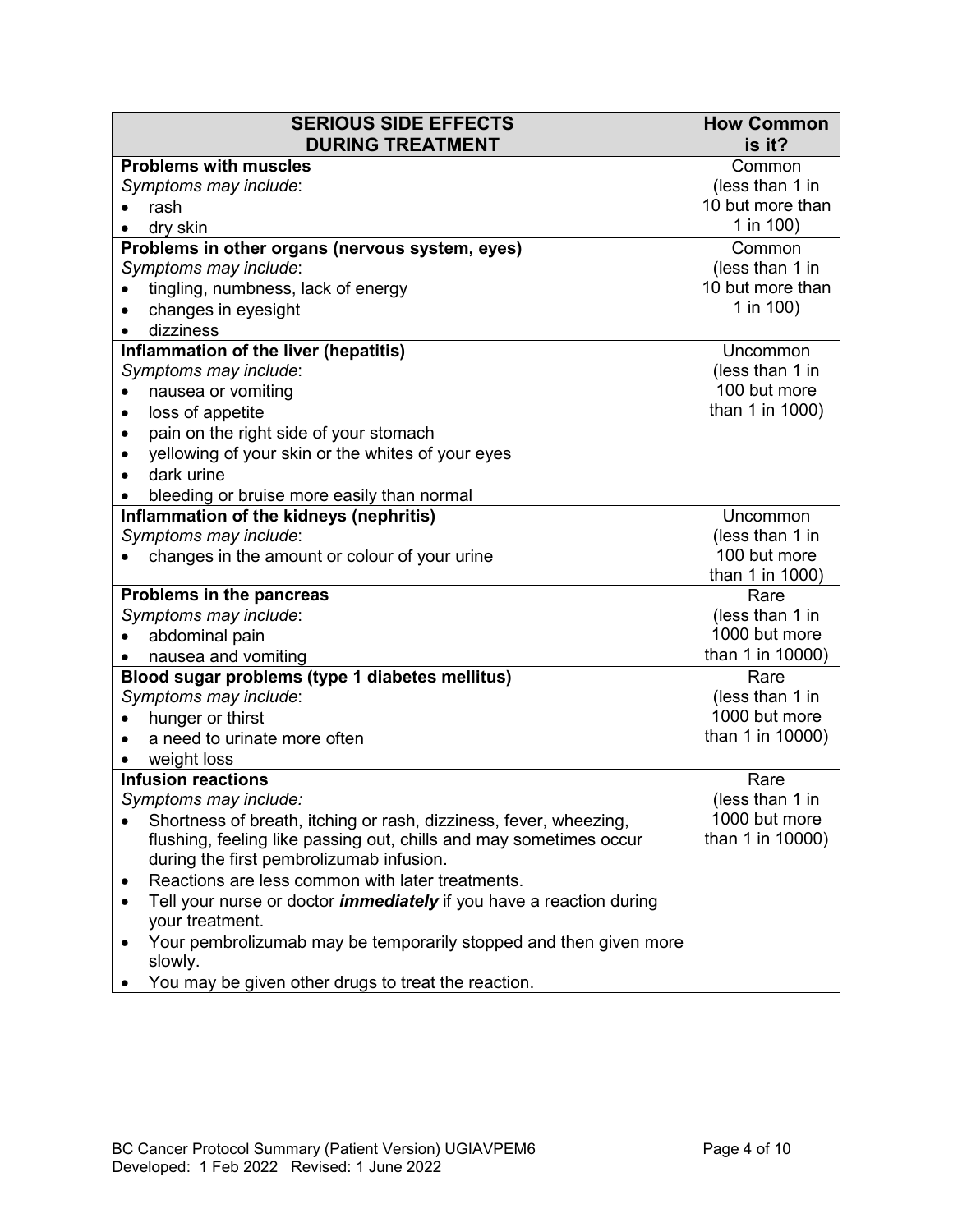| **SERIOUS SIDE EFFECTS DURING TREATMENT** | **How Common is it?** |
|---|---|
| **Problems with muscles**<br>*Symptoms may include*:<br>• rash<br>• dry skin | Common (less than 1 in 10 but more than 1 in 100) |
| **Problems in other organs (nervous system, eyes)**<br>*Symptoms may include*:<br>• tingling, numbness, lack of energy<br>• changes in eyesight<br>• dizziness | Common (less than 1 in 10 but more than 1 in 100) |
| **Inflammation of the liver (hepatitis)**<br>*Symptoms may include*:<br>• nausea or vomiting<br>• loss of appetite<br>• pain on the right side of your stomach<br>• yellowing of your skin or the whites of your eyes<br>• dark urine<br>• bleeding or bruise more easily than normal | Uncommon (less than 1 in 100 but more than 1 in 1000) |
| **Inflammation of the kidneys (nephritis)**<br>*Symptoms may include*:<br>• changes in the amount or colour of your urine | Uncommon (less than 1 in 100 but more than 1 in 1000) |
| **Problems in the pancreas**<br>*Symptoms may include*:<br>• abdominal pain<br>• nausea and vomiting | Rare (less than 1 in 1000 but more than 1 in 10000) |
| **Blood sugar problems (type 1 diabetes mellitus)**<br>*Symptoms may include*:<br>• hunger or thirst<br>• a need to urinate more often<br>• weight loss | Rare (less than 1 in 1000 but more than 1 in 10000) |
| **Infusion reactions**<br>*Symptoms may include:*<br>• Shortness of breath, itching or rash, dizziness, fever, wheezing, flushing, feeling like passing out, chills and may sometimes occur during the first pembrolizumab infusion.<br>• Reactions are less common with later treatments.<br>• Tell your nurse or doctor ***immediately*** if you have a reaction during your treatment.<br>• Your pembrolizumab may be temporarily stopped and then given more slowly.<br>• You may be given other drugs to treat the reaction. | Rare (less than 1 in 1000 but more than 1 in 10000) |

BC Cancer Protocol Summary (Patient Version) UGIAVPEM6
Developed: 1 Feb 2022 Revised: 1 June 2022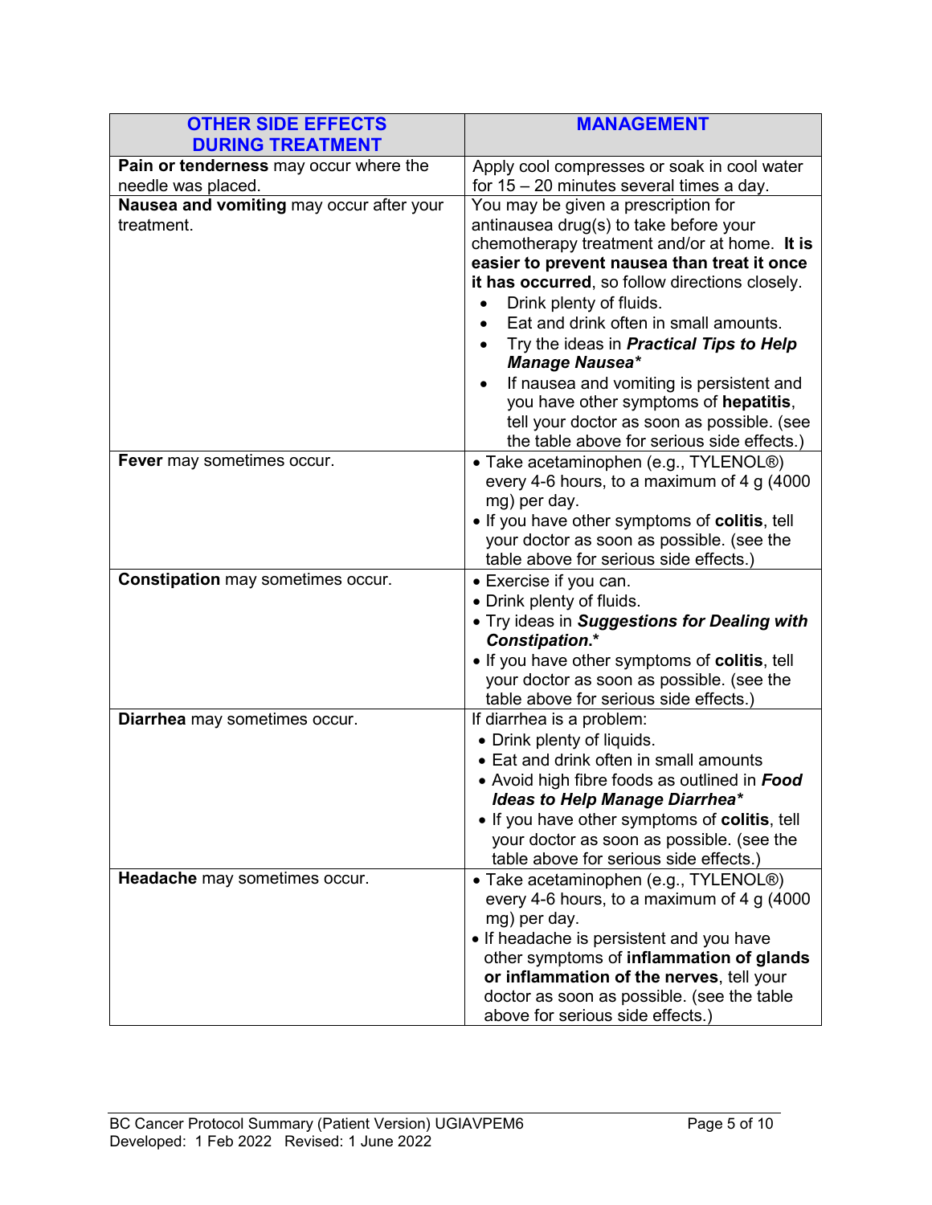| OTHER SIDE EFFECTS DURING TREATMENT | MANAGEMENT |
|---|---|
| **Pain or tenderness** may occur where the needle was placed. | Apply cool compresses or soak in cool water for 15 – 20 minutes several times a day. |
| **Nausea and vomiting** may occur after your treatment. | You may be given a prescription for antinausea drug(s) to take before your chemotherapy treatment and/or at home. **It is easier to prevent nausea than treat it once it has occurred**, so follow directions closely.<br>• Drink plenty of fluids.<br>• Eat and drink often in small amounts.<br>• Try the ideas in ***Practical Tips to Help Manage Nausea****<br>• If nausea and vomiting is persistent and you have other symptoms of **hepatitis**, tell your doctor as soon as possible. (see the table above for serious side effects.) |
| **Fever** may sometimes occur. | • Take acetaminophen (e.g., TYLENOL®) every 4-6 hours, to a maximum of 4 g (4000 mg) per day.<br>• If you have other symptoms of **colitis**, tell your doctor as soon as possible. (see the table above for serious side effects.) |
| **Constipation** may sometimes occur. | • Exercise if you can.<br>• Drink plenty of fluids.<br>• Try ideas in ***Suggestions for Dealing with Constipation.****<br>• If you have other symptoms of **colitis**, tell your doctor as soon as possible. (see the table above for serious side effects.) |
| **Diarrhea** may sometimes occur. | If diarrhea is a problem:<br>• Drink plenty of liquids.<br>• Eat and drink often in small amounts<br>• Avoid high fibre foods as outlined in ***Food Ideas to Help Manage Diarrhea****<br>• If you have other symptoms of **colitis**, tell your doctor as soon as possible. (see the table above for serious side effects.) |
| **Headache** may sometimes occur. | • Take acetaminophen (e.g., TYLENOL®) every 4-6 hours, to a maximum of 4 g (4000 mg) per day.<br>• If headache is persistent and you have other symptoms of **inflammation of glands or inflammation of the nerves**, tell your doctor as soon as possible. (see the table above for serious side effects.) |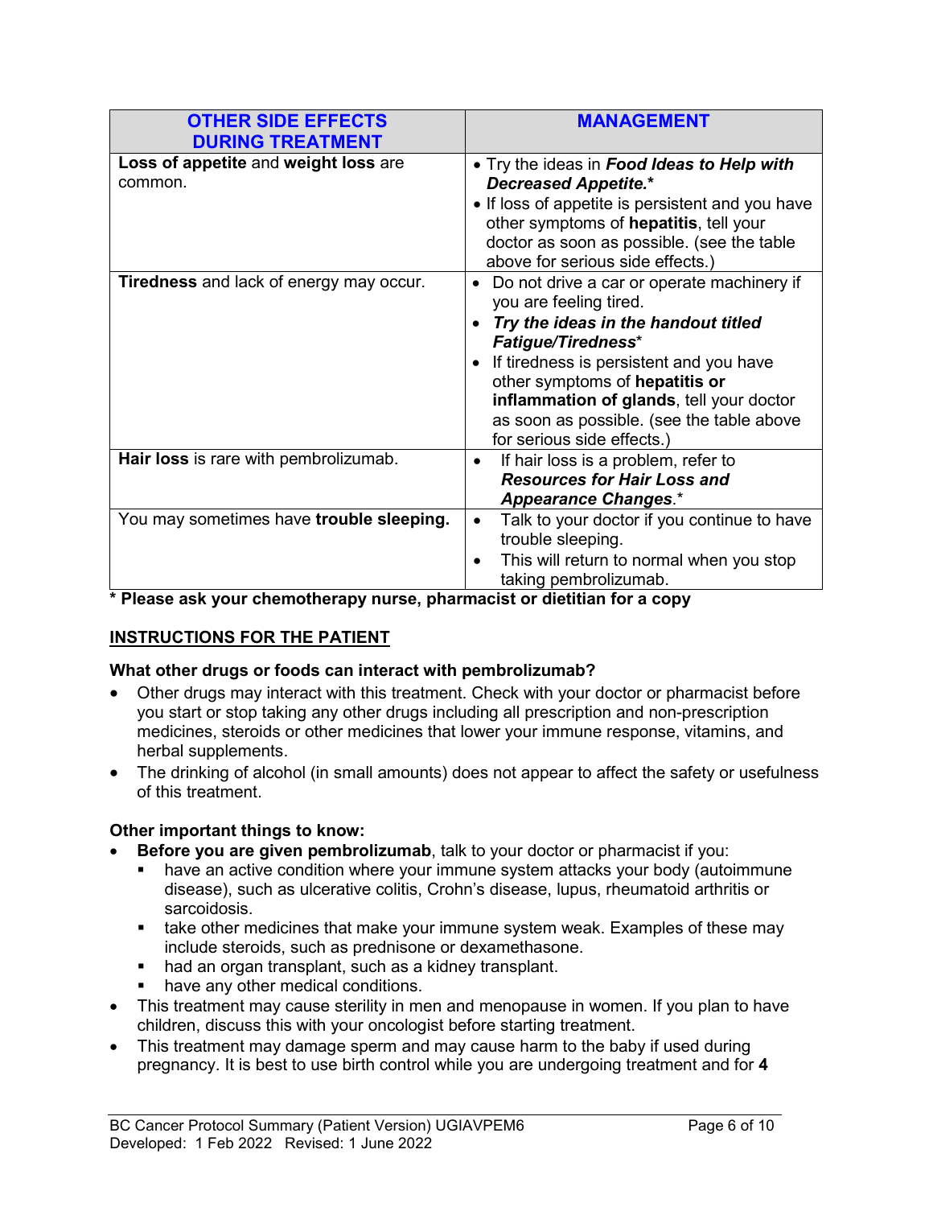| **OTHER SIDE EFFECTS DURING TREATMENT** | **MANAGEMENT** |
|---|---|
| **Loss of appetite** and **weight loss** are common. | • Try the ideas in ***Food Ideas to Help with Decreased Appetite.**** <br>• If loss of appetite is persistent and you have other symptoms of **hepatitis**, tell your doctor as soon as possible. (see the table above for serious side effects.) |
| **Tiredness** and lack of energy may occur. | • Do not drive a car or operate machinery if you are feeling tired. <br>• ***Try the ideas in the handout titled Fatigue/Tiredness**** <br>• If tiredness is persistent and you have other symptoms of **hepatitis or inflammation of glands**, tell your doctor as soon as possible. (see the table above for serious side effects.) |
| **Hair loss** is rare with pembrolizumab. | • If hair loss is a problem, refer to ***Resources for Hair Loss and Appearance Changes***.* |
| You may sometimes have **trouble sleeping.** | • Talk to your doctor if you continue to have trouble sleeping. <br>• This will return to normal when you stop taking pembrolizumab. |

**\* Please ask your chemotherapy nurse, pharmacist or dietitian for a copy**

## INSTRUCTIONS FOR THE PATIENT

**What other drugs or foods can interact with pembrolizumab?**

- Other drugs may interact with this treatment. Check with your doctor or pharmacist before you start or stop taking any other drugs including all prescription and non-prescription medicines, steroids or other medicines that lower your immune response, vitamins, and herbal supplements.
- The drinking of alcohol (in small amounts) does not appear to affect the safety or usefulness of this treatment.

**Other important things to know:**

- **Before you are given pembrolizumab**, talk to your doctor or pharmacist if you:
  - have an active condition where your immune system attacks your body (autoimmune disease), such as ulcerative colitis, Crohn's disease, lupus, rheumatoid arthritis or sarcoidosis.
  - take other medicines that make your immune system weak. Examples of these may include steroids, such as prednisone or dexamethasone.
  - had an organ transplant, such as a kidney transplant.
  - have any other medical conditions.
- This treatment may cause sterility in men and menopause in women. If you plan to have children, discuss this with your oncologist before starting treatment.
- This treatment may damage sperm and may cause harm to the baby if used during pregnancy. It is best to use birth control while you are undergoing treatment and for **4**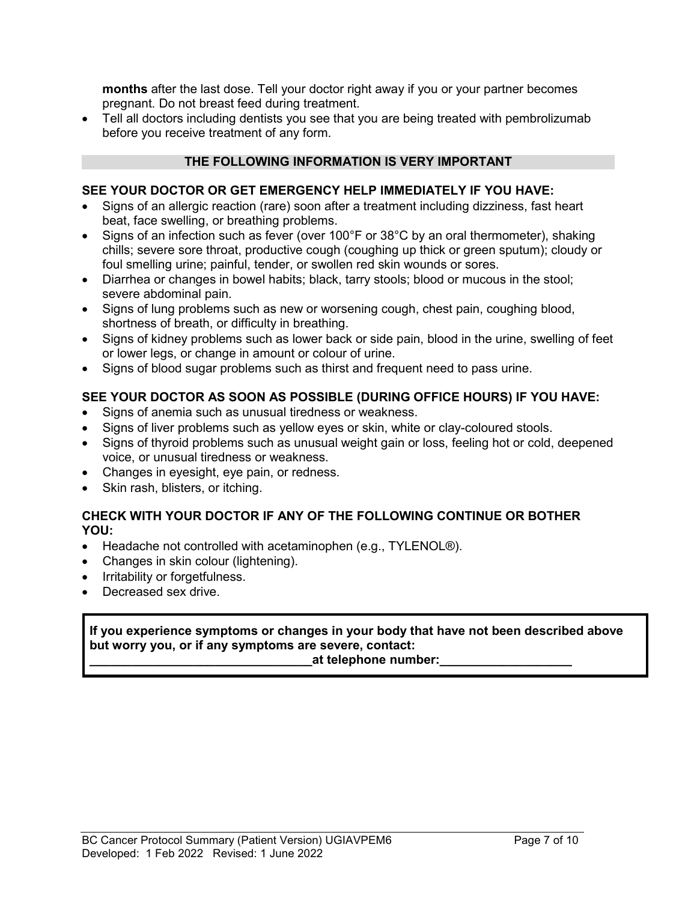**months** after the last dose. Tell your doctor right away if you or your partner becomes pregnant. Do not breast feed during treatment.

- Tell all doctors including dentists you see that you are being treated with pembrolizumab before you receive treatment of any form.

## THE FOLLOWING INFORMATION IS VERY IMPORTANT

### SEE YOUR DOCTOR OR GET EMERGENCY HELP IMMEDIATELY IF YOU HAVE:

- Signs of an allergic reaction (rare) soon after a treatment including dizziness, fast heart beat, face swelling, or breathing problems.
- Signs of an infection such as fever (over 100°F or 38°C by an oral thermometer), shaking chills; severe sore throat, productive cough (coughing up thick or green sputum); cloudy or foul smelling urine; painful, tender, or swollen red skin wounds or sores.
- Diarrhea or changes in bowel habits; black, tarry stools; blood or mucous in the stool; severe abdominal pain.
- Signs of lung problems such as new or worsening cough, chest pain, coughing blood, shortness of breath, or difficulty in breathing.
- Signs of kidney problems such as lower back or side pain, blood in the urine, swelling of feet or lower legs, or change in amount or colour of urine.
- Signs of blood sugar problems such as thirst and frequent need to pass urine.

### SEE YOUR DOCTOR AS SOON AS POSSIBLE (DURING OFFICE HOURS) IF YOU HAVE:

- Signs of anemia such as unusual tiredness or weakness.
- Signs of liver problems such as yellow eyes or skin, white or clay-coloured stools.
- Signs of thyroid problems such as unusual weight gain or loss, feeling hot or cold, deepened voice, or unusual tiredness or weakness.
- Changes in eyesight, eye pain, or redness.
- Skin rash, blisters, or itching.

### CHECK WITH YOUR DOCTOR IF ANY OF THE FOLLOWING CONTINUE OR BOTHER YOU:

- Headache not controlled with acetaminophen (e.g., TYLENOL®).
- Changes in skin colour (lightening).
- Irritability or forgetfulness.
- Decreased sex drive.

**If you experience symptoms or changes in your body that have not been described above but worry you, or if any symptoms are severe, contact:**
**________________________________at telephone number:___________________**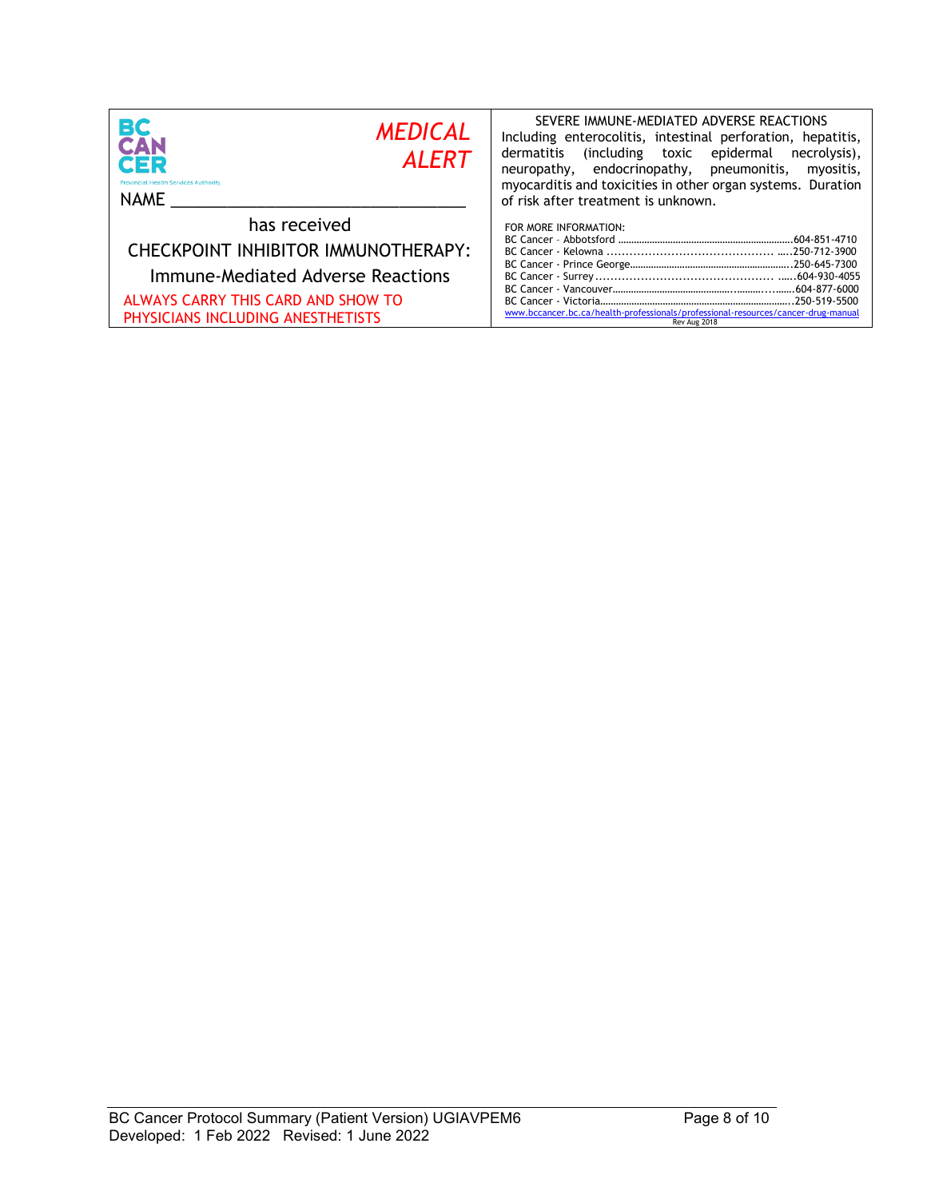**BC CANCER**
Provincial Health Services Authority

***MEDICAL ALERT***

NAME ______________________________

has received

CHECKPOINT INHIBITOR IMMUNOTHERAPY:

Immune-Mediated Adverse Reactions

ALWAYS CARRY THIS CARD AND SHOW TO PHYSICIANS INCLUDING ANESTHETISTS

SEVERE IMMUNE-MEDIATED ADVERSE REACTIONS

Including enterocolitis, intestinal perforation, hepatitis, dermatitis (including toxic epidermal necrolysis), neuropathy, endocrinopathy, pneumonitis, myositis, myocarditis and toxicities in other organ systems. Duration of risk after treatment is unknown.

FOR MORE INFORMATION:

| | |
|---|---|
| BC Cancer – Abbotsford | 604-851-4710 |
| BC Cancer - Kelowna | 250-712-3900 |
| BC Cancer - Prince George | 250-645-7300 |
| BC Cancer - Surrey | 604-930-4055 |
| BC Cancer - Vancouver | 604-877-6000 |
| BC Cancer - Victoria | 250-519-5500 |

www.bccancer.bc.ca/health-professionals/professional-resources/cancer-drug-manual

Rev Aug 2018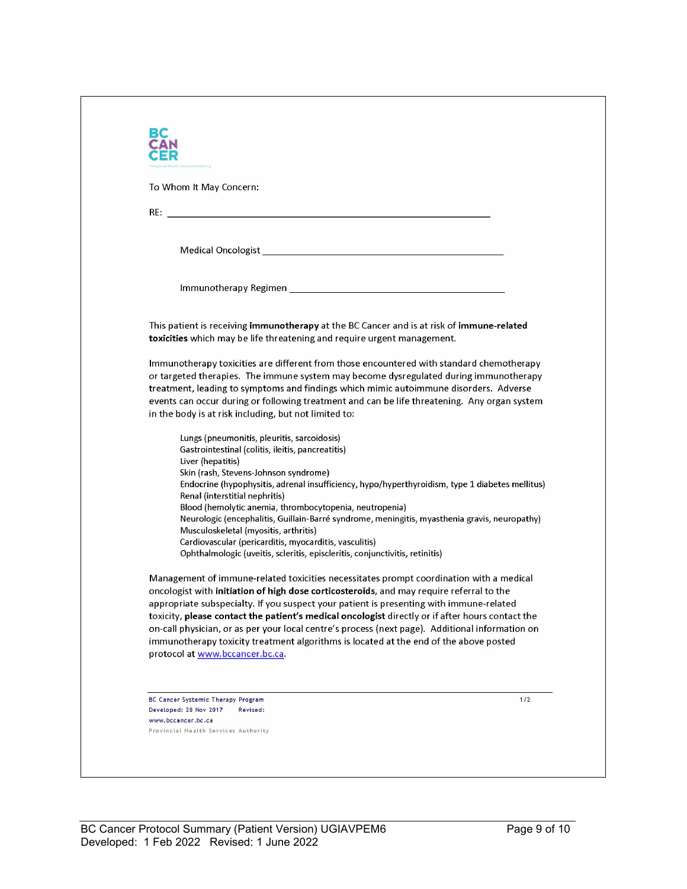To Whom It May Concern:

RE: ______________________________________________

Medical Oncologist ______________________________________

Immunotherapy Regimen __________________________________

This patient is receiving **immunotherapy** at the BC Cancer and is at risk of **immune-related toxicities** which may be life threatening and require urgent management.

Immunotherapy toxicities are different from those encountered with standard chemotherapy or targeted therapies. The immune system may become dysregulated during immunotherapy treatment, leading to symptoms and findings which mimic autoimmune disorders. Adverse events can occur during or following treatment and can be life threatening. Any organ system in the body is at risk including, but not limited to:

- Lungs (pneumonitis, pleuritis, sarcoidosis)
- Gastrointestinal (colitis, ileitis, pancreatitis)
- Liver (hepatitis)
- Skin (rash, Stevens-Johnson syndrome)
- Endocrine (hypophysitis, adrenal insufficiency, hypo/hyperthyroidism, type 1 diabetes mellitus)
- Renal (interstitial nephritis)
- Blood (hemolytic anemia, thrombocytopenia, neutropenia)
- Neurologic (encephalitis, Guillain-Barré syndrome, meningitis, myasthenia gravis, neuropathy)
- Musculoskeletal (myositis, arthritis)
- Cardiovascular (pericarditis, myocarditis, vasculitis)
- Ophthalmologic (uveitis, scleritis, episcleritis, conjunctivitis, retinitis)

Management of immune-related toxicities necessitates prompt coordination with a medical oncologist with **initiation of high dose corticosteroids**, and may require referral to the appropriate subspecialty. If you suspect your patient is presenting with immune-related toxicity, **please contact the patient's medical oncologist** directly or if after hours contact the on-call physician, or as per your local centre's process (next page). Additional information on immunotherapy toxicity treatment algorithms is located at the end of the above posted protocol at www.bccancer.bc.ca.

BC Cancer Systemic Therapy Program
Developed: 28 Nov 2017 Revised:
www.bccancer.bc.ca
Provincial Health Services Authority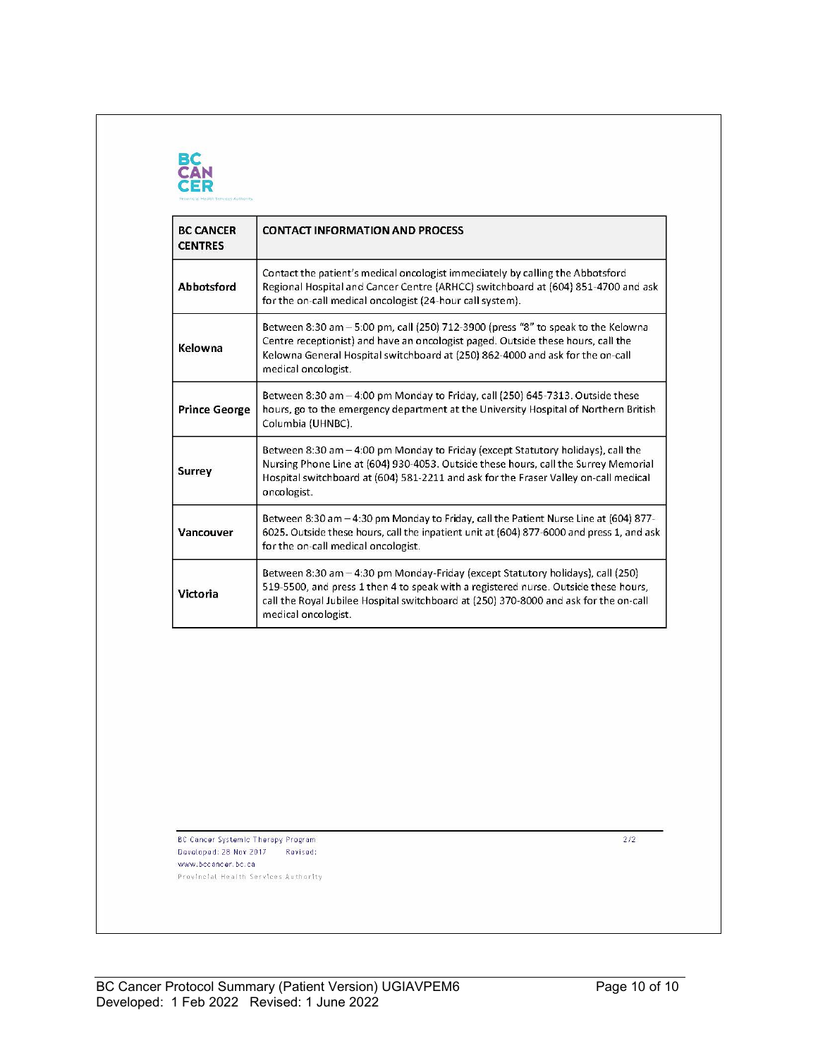| BC CANCER CENTRES | CONTACT INFORMATION AND PROCESS |
|---|---|
| **Abbotsford** | Contact the patient's medical oncologist immediately by calling the Abbotsford Regional Hospital and Cancer Centre (ARHCC) switchboard at (604) 851-4700 and ask for the on-call medical oncologist (24-hour call system). |
| **Kelowna** | Between 8:30 am – 5:00 pm, call (250) 712-3900 (press "8" to speak to the Kelowna Centre receptionist) and have an oncologist paged. Outside these hours, call the Kelowna General Hospital switchboard at (250) 862-4000 and ask for the on-call medical oncologist. |
| **Prince George** | Between 8:30 am – 4:00 pm Monday to Friday, call (250) 645-7313. Outside these hours, go to the emergency department at the University Hospital of Northern British Columbia (UHNBC). |
| **Surrey** | Between 8:30 am – 4:00 pm Monday to Friday (except Statutory holidays), call the Nursing Phone Line at (604) 930-4053. Outside these hours, call the Surrey Memorial Hospital switchboard at (604) 581-2211 and ask for the Fraser Valley on-call medical oncologist. |
| **Vancouver** | Between 8:30 am – 4:30 pm Monday to Friday, call the Patient Nurse Line at (604) 877-6025. Outside these hours, call the inpatient unit at (604) 877-6000 and press 1, and ask for the on-call medical oncologist. |
| **Victoria** | Between 8:30 am – 4:30 pm Monday-Friday (except Statutory holidays), call (250) 519-5500, and press 1 then 4 to speak with a registered nurse. Outside these hours, call the Royal Jubilee Hospital switchboard at (250) 370-8000 and ask for the on-call medical oncologist. |

BC Cancer Systemic Therapy Program
Developed: 28 Nov 2017 Revised:
www.bccancer.bc.ca
Provincial Health Services Authority